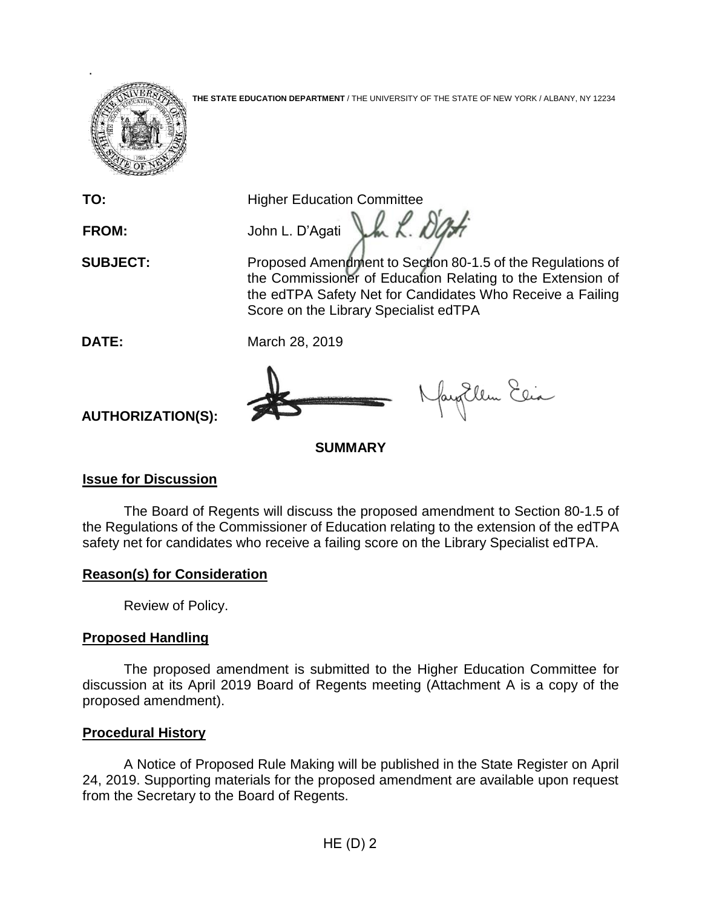**THE STATE EDUCATION DEPARTMENT** / THE UNIVERSITY OF THE STATE OF NEW YORK / ALBANY, NY 12234

**TO:** Higher Education Committee

**FROM:** John L. D'Agati

**SUBJECT:** Proposed Amendment to Section 80-1.5 of the Regulations of the Commissioner of Education Relating to the Extension of the edTPA Safety Net for Candidates Who Receive a Failing Score on the Library Specialist edTPA

**DATE:** March 28, 2019

**AUTHORIZATION(S):**

## SUMMARY

### Issue for Discussion

The Board of Regents will discuss the proposed amendment to Section 80-1.5 of the Regulations of the Commissioner of Education relating to the extension of the edTPA safety net for candidates who receive a failing score on the Library Specialist edTPA.

### Reason(s) for Consideration

Review of Policy.

### Proposed Handling

The proposed amendment is submitted to the Higher Education Committee for discussion at its April 2019 Board of Regents meeting (Attachment A is a copy of the proposed amendment).

### Procedural History

A Notice of Proposed Rule Making will be published in the State Register on April 24, 2019. Supporting materials for the proposed amendment are available upon request from the Secretary to the Board of Regents.

HE (D) 2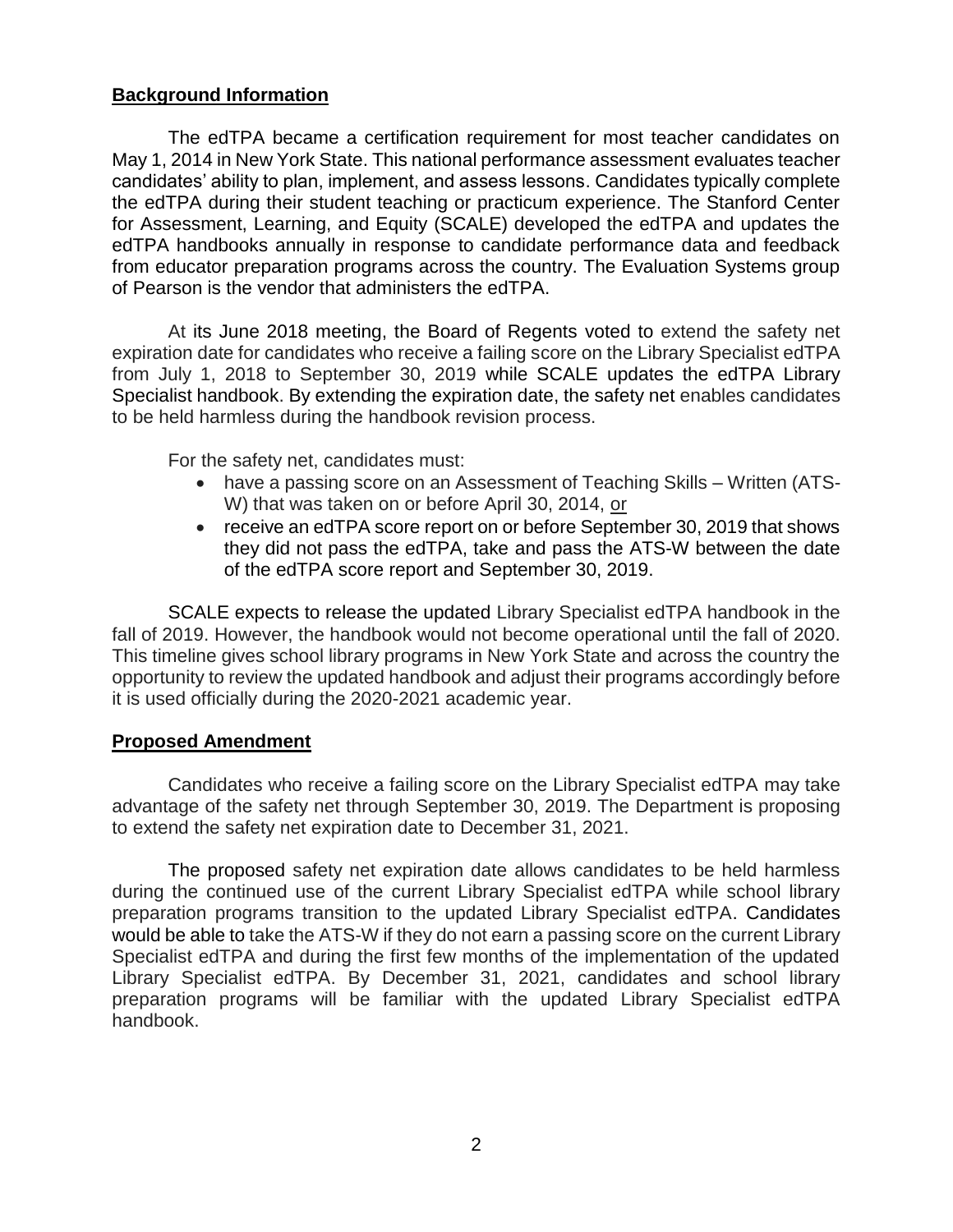## **Background Information**

The edTPA became a certification requirement for most teacher candidates on May 1, 2014 in New York State. This national performance assessment evaluates teacher candidates' ability to plan, implement, and assess lessons. Candidates typically complete the edTPA during their student teaching or practicum experience. The Stanford Center for Assessment, Learning, and Equity (SCALE) developed the edTPA and updates the edTPA handbooks annually in response to candidate performance data and feedback from educator preparation programs across the country. The Evaluation Systems group of Pearson is the vendor that administers the edTPA.

At its June 2018 meeting, the Board of Regents voted to extend the safety net expiration date for candidates who receive a failing score on the Library Specialist edTPA from July 1, 2018 to September 30, 2019 while SCALE updates the edTPA Library Specialist handbook. By extending the expiration date, the safety net enables candidates to be held harmless during the handbook revision process.

For the safety net, candidates must:

- have a passing score on an Assessment of Teaching Skills – Written (ATS-W) that was taken on or before April 30, 2014, <u>or</u>
- receive an edTPA score report on or before September 30, 2019 that shows they did not pass the edTPA, take and pass the ATS-W between the date of the edTPA score report and September 30, 2019.

SCALE expects to release the updated Library Specialist edTPA handbook in the fall of 2019. However, the handbook would not become operational until the fall of 2020. This timeline gives school library programs in New York State and across the country the opportunity to review the updated handbook and adjust their programs accordingly before it is used officially during the 2020-2021 academic year.

## **Proposed Amendment**

Candidates who receive a failing score on the Library Specialist edTPA may take advantage of the safety net through September 30, 2019. The Department is proposing to extend the safety net expiration date to December 31, 2021.

The proposed safety net expiration date allows candidates to be held harmless during the continued use of the current Library Specialist edTPA while school library preparation programs transition to the updated Library Specialist edTPA. Candidates would be able to take the ATS-W if they do not earn a passing score on the current Library Specialist edTPA and during the first few months of the implementation of the updated Library Specialist edTPA. By December 31, 2021, candidates and school library preparation programs will be familiar with the updated Library Specialist edTPA handbook.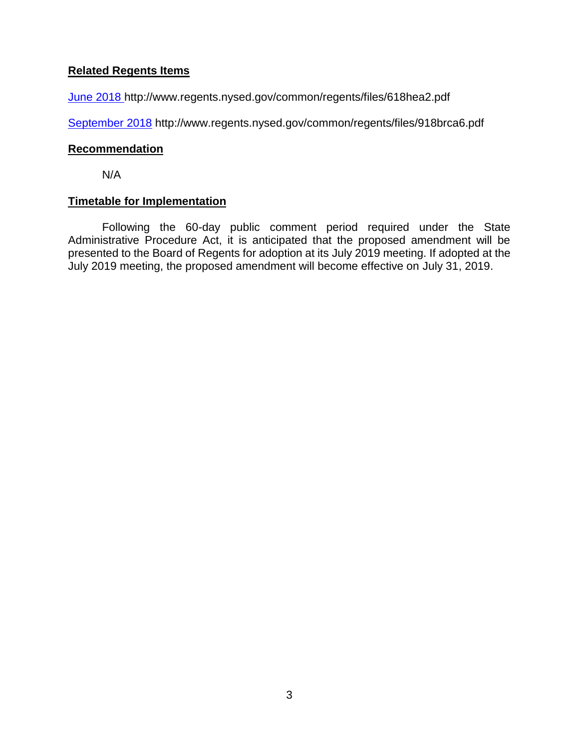**Related Regents Items**

[June 2018](http://www.regents.nysed.gov/common/regents/files/618hea2.pdf) http://www.regents.nysed.gov/common/regents/files/618hea2.pdf

[September 2018](http://www.regents.nysed.gov/common/regents/files/918brca6.pdf) http://www.regents.nysed.gov/common/regents/files/918brca6.pdf

**Recommendation**

N/A

**Timetable for Implementation**

Following the 60-day public comment period required under the State Administrative Procedure Act, it is anticipated that the proposed amendment will be presented to the Board of Regents for adoption at its July 2019 meeting. If adopted at the July 2019 meeting, the proposed amendment will become effective on July 31, 2019.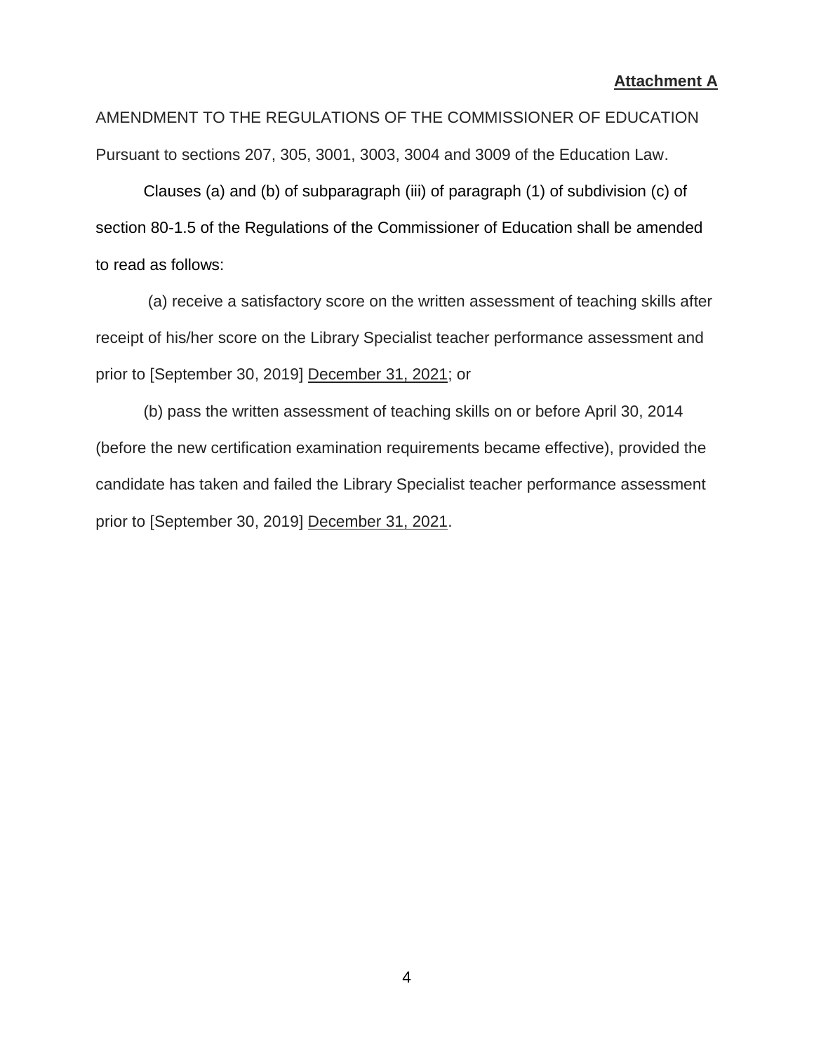**Attachment A**

AMENDMENT TO THE REGULATIONS OF THE COMMISSIONER OF EDUCATION

Pursuant to sections 207, 305, 3001, 3003, 3004 and 3009 of the Education Law.

Clauses (a) and (b) of subparagraph (iii) of paragraph (1) of subdivision (c) of section 80-1.5 of the Regulations of the Commissioner of Education shall be amended to read as follows:

(a) receive a satisfactory score on the written assessment of teaching skills after receipt of his/her score on the Library Specialist teacher performance assessment and prior to [September 30, 2019] <u>December 31, 2021</u>; or

(b) pass the written assessment of teaching skills on or before April 30, 2014 (before the new certification examination requirements became effective), provided the candidate has taken and failed the Library Specialist teacher performance assessment prior to [September 30, 2019] <u>December 31, 2021</u>.